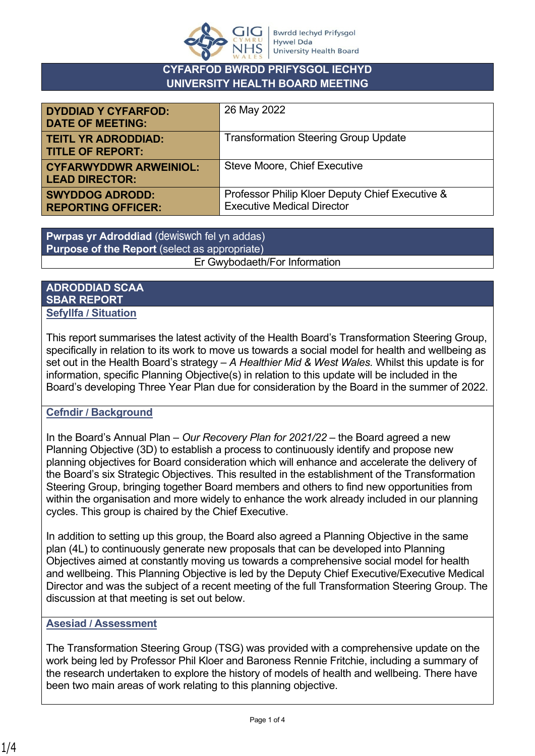# CYFARFOD BWRDD PRIFYSGOL IECHYD
# UNIVERSITY HEALTH BOARD MEETING

| | |
|---|---|
| **DYDDIAD Y CYFARFOD: DATE OF MEETING:** | 26 May 2022 |
| **TEITL YR ADRODDIAD: TITLE OF REPORT:** | Transformation Steering Group Update |
| **CYFARWYDDWR ARWEINIOL: LEAD DIRECTOR:** | Steve Moore, Chief Executive |
| **SWYDDOG ADRODD: REPORTING OFFICER:** | Professor Philip Kloer Deputy Chief Executive & Executive Medical Director |

| **Pwrpas yr Adroddiad** (dewiswch fel yn addas) **Purpose of the Report** (select as appropriate) |
|---|
| Er Gwybodaeth/For Information |

## ADRODDIAD SCAA
## SBAR REPORT

### Sefyllfa / Situation

This report summarises the latest activity of the Health Board's Transformation Steering Group, specifically in relation to its work to move us towards a social model for health and wellbeing as set out in the Health Board's strategy – *A Healthier Mid & West Wales.* Whilst this update is for information, specific Planning Objective(s) in relation to this update will be included in the Board's developing Three Year Plan due for consideration by the Board in the summer of 2022.

### Cefndir / Background

In the Board's Annual Plan – *Our Recovery Plan for 2021/22* – the Board agreed a new Planning Objective (3D) to establish a process to continuously identify and propose new planning objectives for Board consideration which will enhance and accelerate the delivery of the Board's six Strategic Objectives. This resulted in the establishment of the Transformation Steering Group, bringing together Board members and others to find new opportunities from within the organisation and more widely to enhance the work already included in our planning cycles. This group is chaired by the Chief Executive.

In addition to setting up this group, the Board also agreed a Planning Objective in the same plan (4L) to continuously generate new proposals that can be developed into Planning Objectives aimed at constantly moving us towards a comprehensive social model for health and wellbeing. This Planning Objective is led by the Deputy Chief Executive/Executive Medical Director and was the subject of a recent meeting of the full Transformation Steering Group. The discussion at that meeting is set out below.

### Asesiad / Assessment

The Transformation Steering Group (TSG) was provided with a comprehensive update on the work being led by Professor Phil Kloer and Baroness Rennie Fritchie, including a summary of the research undertaken to explore the history of models of health and wellbeing. There have been two main areas of work relating to this planning objective.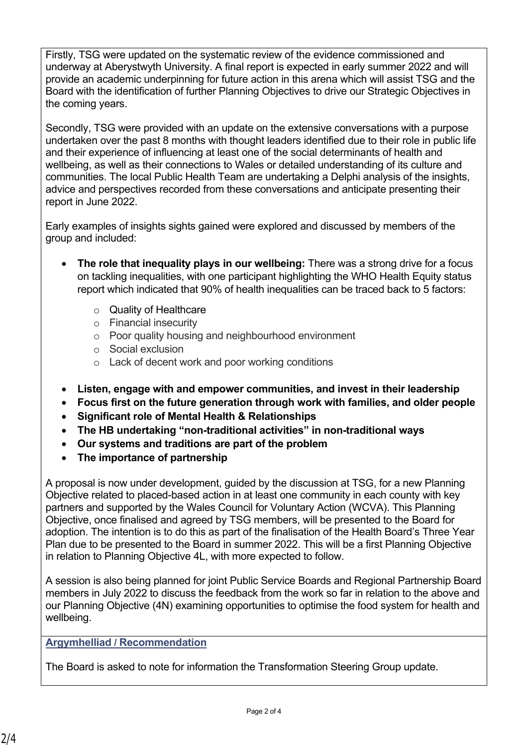Firstly, TSG were updated on the systematic review of the evidence commissioned and underway at Aberystwyth University. A final report is expected in early summer 2022 and will provide an academic underpinning for future action in this arena which will assist TSG and the Board with the identification of further Planning Objectives to drive our Strategic Objectives in the coming years.

Secondly, TSG were provided with an update on the extensive conversations with a purpose undertaken over the past 8 months with thought leaders identified due to their role in public life and their experience of influencing at least one of the social determinants of health and wellbeing, as well as their connections to Wales or detailed understanding of its culture and communities. The local Public Health Team are undertaking a Delphi analysis of the insights, advice and perspectives recorded from these conversations and anticipate presenting their report in June 2022.

Early examples of insights sights gained were explored and discussed by members of the group and included:

- **The role that inequality plays in our wellbeing:** There was a strong drive for a focus on tackling inequalities, with one participant highlighting the WHO Health Equity status report which indicated that 90% of health inequalities can be traced back to 5 factors:
  - Quality of Healthcare
  - Financial insecurity
  - Poor quality housing and neighbourhood environment
  - Social exclusion
  - Lack of decent work and poor working conditions
- **Listen, engage with and empower communities, and invest in their leadership**
- **Focus first on the future generation through work with families, and older people**
- **Significant role of Mental Health & Relationships**
- **The HB undertaking "non-traditional activities" in non-traditional ways**
- **Our systems and traditions are part of the problem**
- **The importance of partnership**

A proposal is now under development, guided by the discussion at TSG, for a new Planning Objective related to placed-based action in at least one community in each county with key partners and supported by the Wales Council for Voluntary Action (WCVA). This Planning Objective, once finalised and agreed by TSG members, will be presented to the Board for adoption. The intention is to do this as part of the finalisation of the Health Board's Three Year Plan due to be presented to the Board in summer 2022. This will be a first Planning Objective in relation to Planning Objective 4L, with more expected to follow.

A session is also being planned for joint Public Service Boards and Regional Partnership Board members in July 2022 to discuss the feedback from the work so far in relation to the above and our Planning Objective (4N) examining opportunities to optimise the food system for health and wellbeing.

## Argymhelliad / Recommendation

The Board is asked to note for information the Transformation Steering Group update.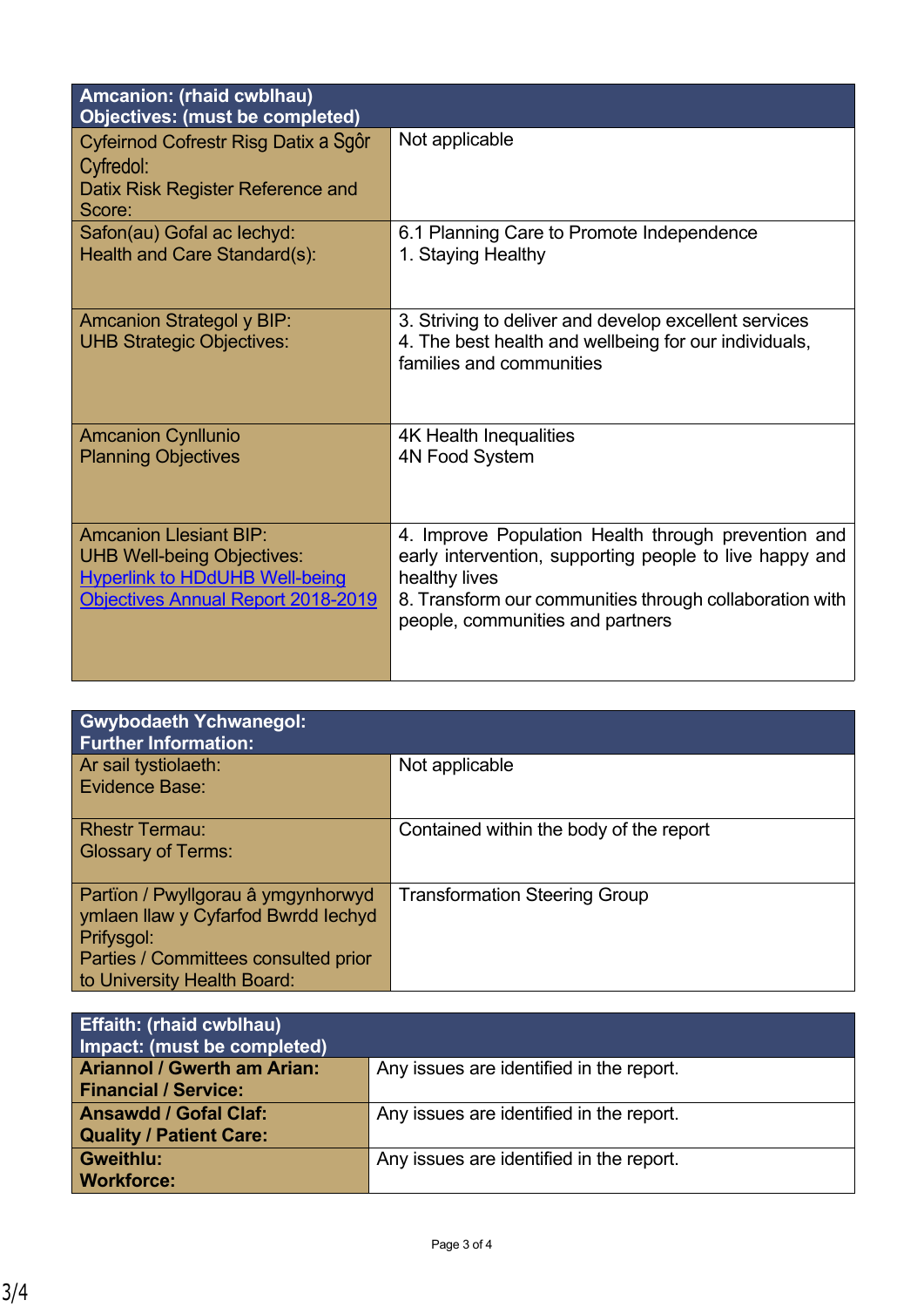| Amcanion: (rhaid cwblhau)<br>Objectives: (must be completed) | |
|---|---|
| Cyfeirnod Cofrestr Risg Datix a Sgôr Cyfredol:<br>Datix Risk Register Reference and Score: | Not applicable |
| Safon(au) Gofal ac Iechyd:<br>Health and Care Standard(s): | 6.1 Planning Care to Promote Independence<br>1. Staying Healthy |
| Amcanion Strategol y BIP:<br>UHB Strategic Objectives: | 3. Striving to deliver and develop excellent services<br>4. The best health and wellbeing for our individuals, families and communities |
| Amcanion Cynllunio<br>Planning Objectives | 4K Health Inequalities<br>4N Food System |
| Amcanion Llesiant BIP:<br>UHB Well-being Objectives:<br>[Hyperlink to HDdUHB Well-being Objectives Annual Report 2018-2019] | 4. Improve Population Health through prevention and early intervention, supporting people to live happy and healthy lives<br>8. Transform our communities through collaboration with people, communities and partners |

| Gwybodaeth Ychwanegol:<br>Further Information: | |
|---|---|
| Ar sail tystiolaeth:<br>Evidence Base: | Not applicable |
| Rhestr Termau:<br>Glossary of Terms: | Contained within the body of the report |
| Partïon / Pwyllgorau â ymgynhorwyd ymlaen llaw y Cyfarfod Bwrdd Iechyd Prifysgol:<br>Parties / Committees consulted prior to University Health Board: | Transformation Steering Group |

| Effaith: (rhaid cwblhau)<br>Impact: (must be completed) | |
|---|---|
| **Ariannol / Gwerth am Arian:<br>Financial / Service:** | Any issues are identified in the report. |
| **Ansawdd / Gofal Claf:<br>Quality / Patient Care:** | Any issues are identified in the report. |
| **Gweithlu:<br>Workforce:** | Any issues are identified in the report. |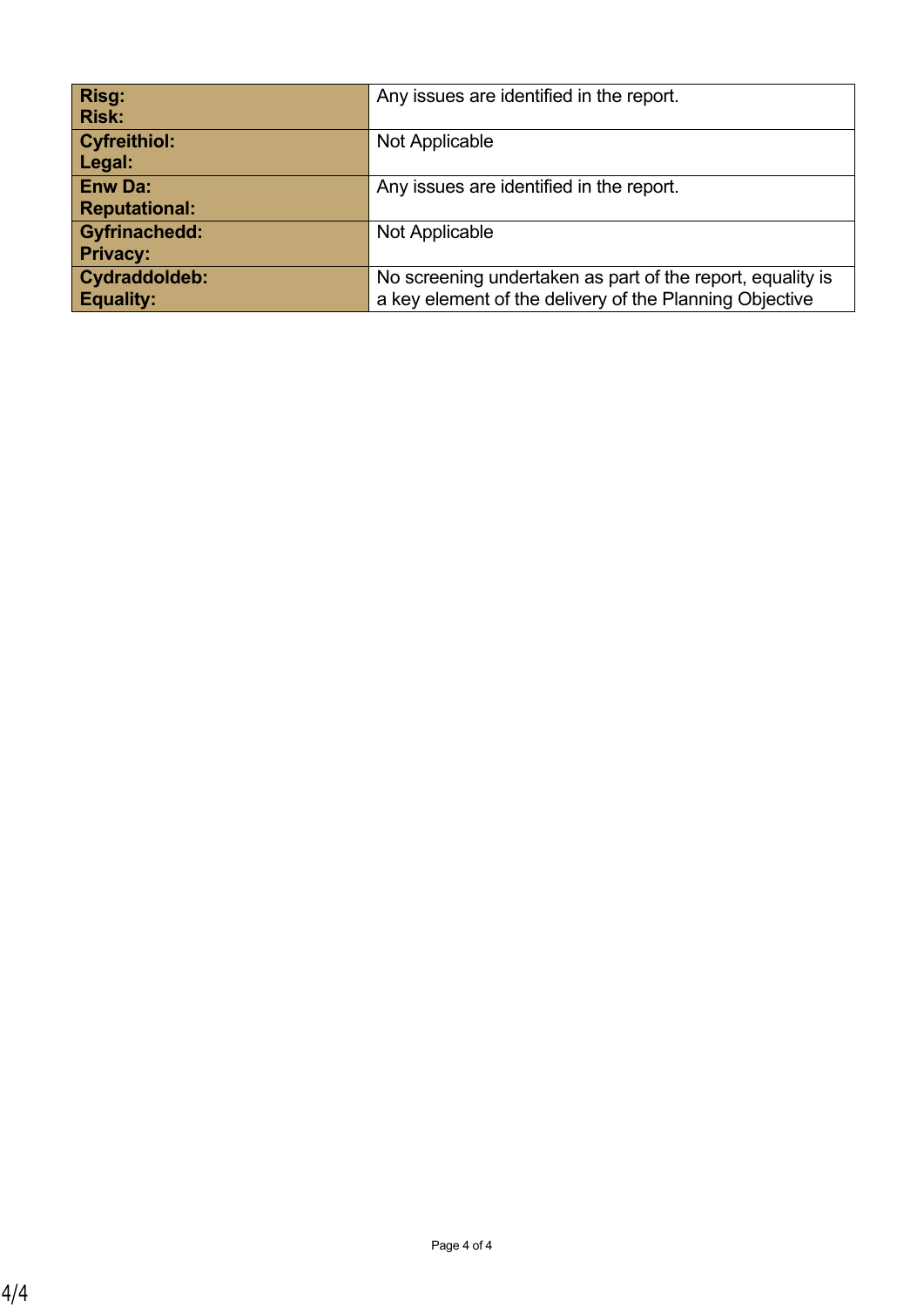| | |
|---|---|
| **Risg:**<br>**Risk:** | Any issues are identified in the report. |
| **Cyfreithiol:**<br>**Legal:** | Not Applicable |
| **Enw Da:**<br>**Reputational:** | Any issues are identified in the report. |
| **Gyfrinachedd:**<br>**Privacy:** | Not Applicable |
| **Cydraddoldeb:**<br>**Equality:** | No screening undertaken as part of the report, equality is a key element of the delivery of the Planning Objective |